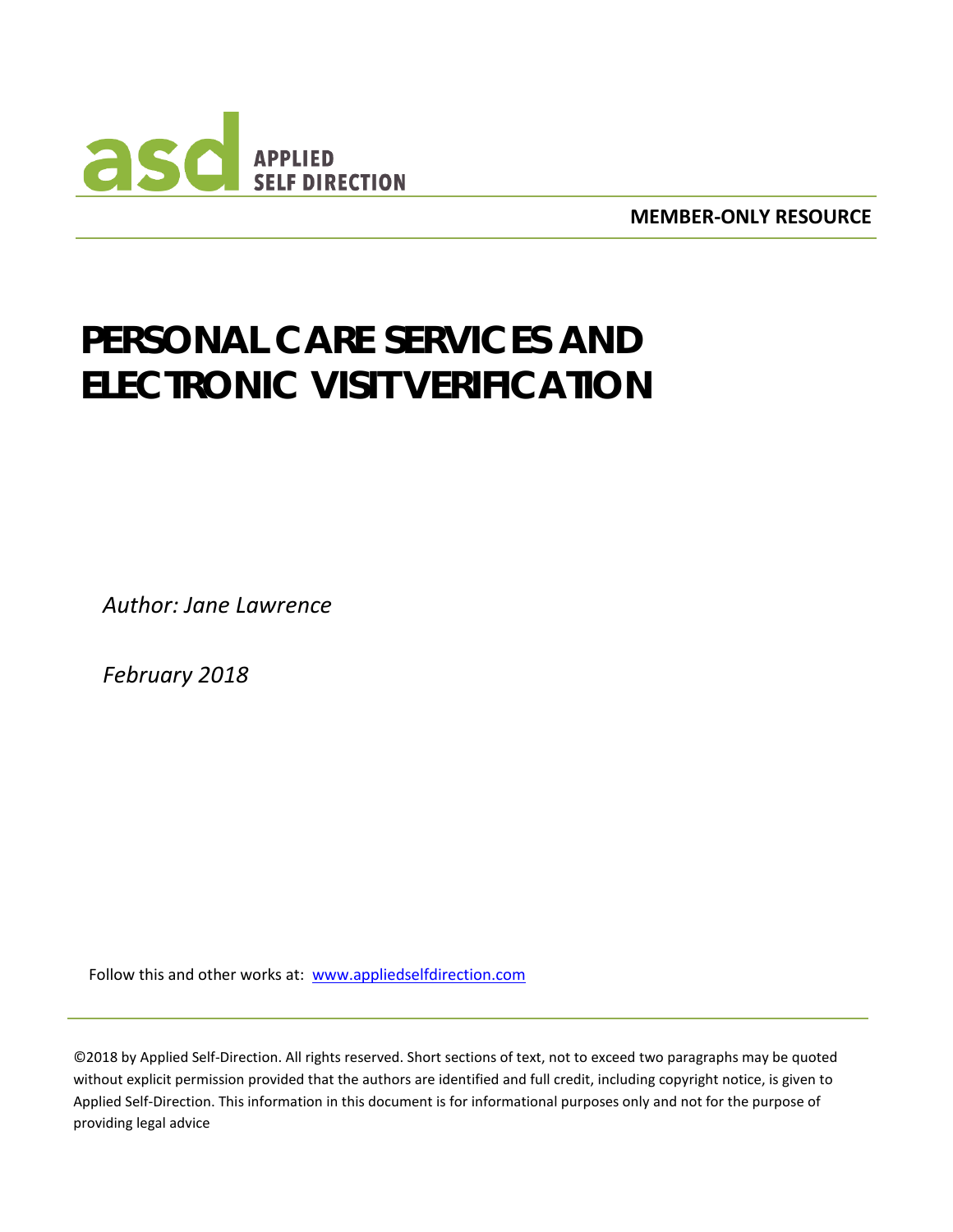APPLIED SELF DIRECTION

**MEMBER-ONLY RESOURCE**

# PERSONAL CARE SERVICES AND ELECTRONIC VISIT VERIFICATION

*Author: Jane Lawrence*

*February 2018*

Follow this and other works at: [www.appliedselfdirection.com](http://www.appliedselfdirection.com)

©2018 by Applied Self-Direction. All rights reserved. Short sections of text, not to exceed two paragraphs may be quoted without explicit permission provided that the authors are identified and full credit, including copyright notice, is given to Applied Self-Direction. This information in this document is for informational purposes only and not for the purpose of providing legal advice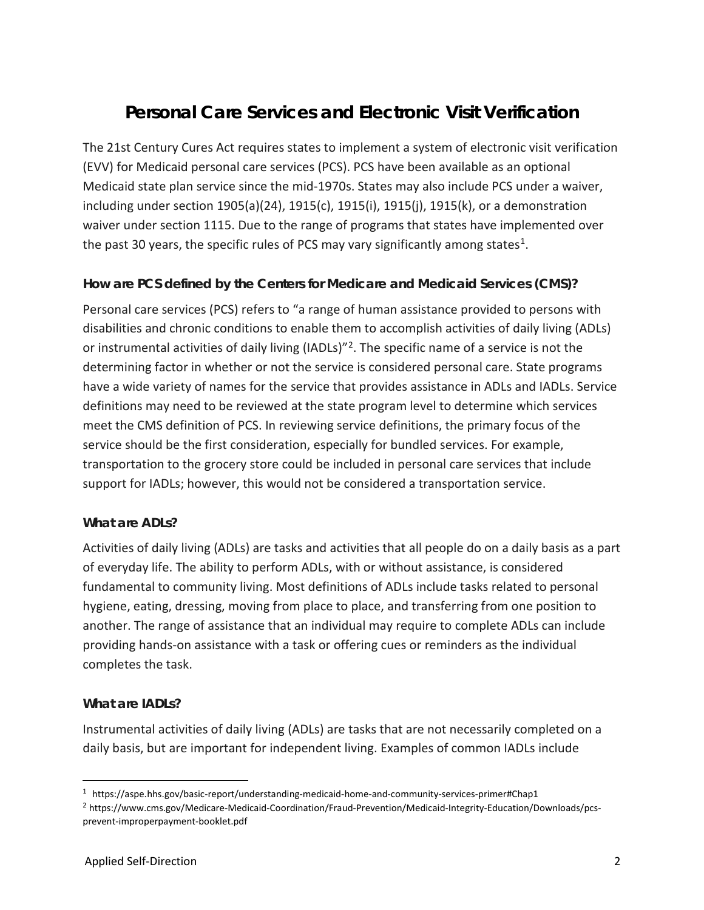# Personal Care Services and Electronic Visit Verification

The 21st Century Cures Act requires states to implement a system of electronic visit verification (EVV) for Medicaid personal care services (PCS). PCS have been available as an optional Medicaid state plan service since the mid-1970s. States may also include PCS under a waiver, including under section 1905(a)(24), 1915(c), 1915(i), 1915(j), 1915(k), or a demonstration waiver under section 1115. Due to the range of programs that states have implemented over the past 30 years, the specific rules of PCS may vary significantly among states[1].

### How are PCS defined by the Centers for Medicare and Medicaid Services (CMS)?

Personal care services (PCS) refers to "a range of human assistance provided to persons with disabilities and chronic conditions to enable them to accomplish activities of daily living (ADLs) or instrumental activities of daily living (IADLs)"[2]. The specific name of a service is not the determining factor in whether or not the service is considered personal care. State programs have a wide variety of names for the service that provides assistance in ADLs and IADLs. Service definitions may need to be reviewed at the state program level to determine which services meet the CMS definition of PCS. In reviewing service definitions, the primary focus of the service should be the first consideration, especially for bundled services. For example, transportation to the grocery store could be included in personal care services that include support for IADLs; however, this would not be considered a transportation service.

### What are ADLs?

Activities of daily living (ADLs) are tasks and activities that all people do on a daily basis as a part of everyday life. The ability to perform ADLs, with or without assistance, is considered fundamental to community living. Most definitions of ADLs include tasks related to personal hygiene, eating, dressing, moving from place to place, and transferring from one position to another. The range of assistance that an individual may require to complete ADLs can include providing hands-on assistance with a task or offering cues or reminders as the individual completes the task.

### What are IADLs?

Instrumental activities of daily living (ADLs) are tasks that are not necessarily completed on a daily basis, but are important for independent living. Examples of common IADLs include

---

[1] https://aspe.hhs.gov/basic-report/understanding-medicaid-home-and-community-services-primer#Chap1

[2] https://www.cms.gov/Medicare-Medicaid-Coordination/Fraud-Prevention/Medicaid-Integrity-Education/Downloads/pcs-prevent-improperpayment-booklet.pdf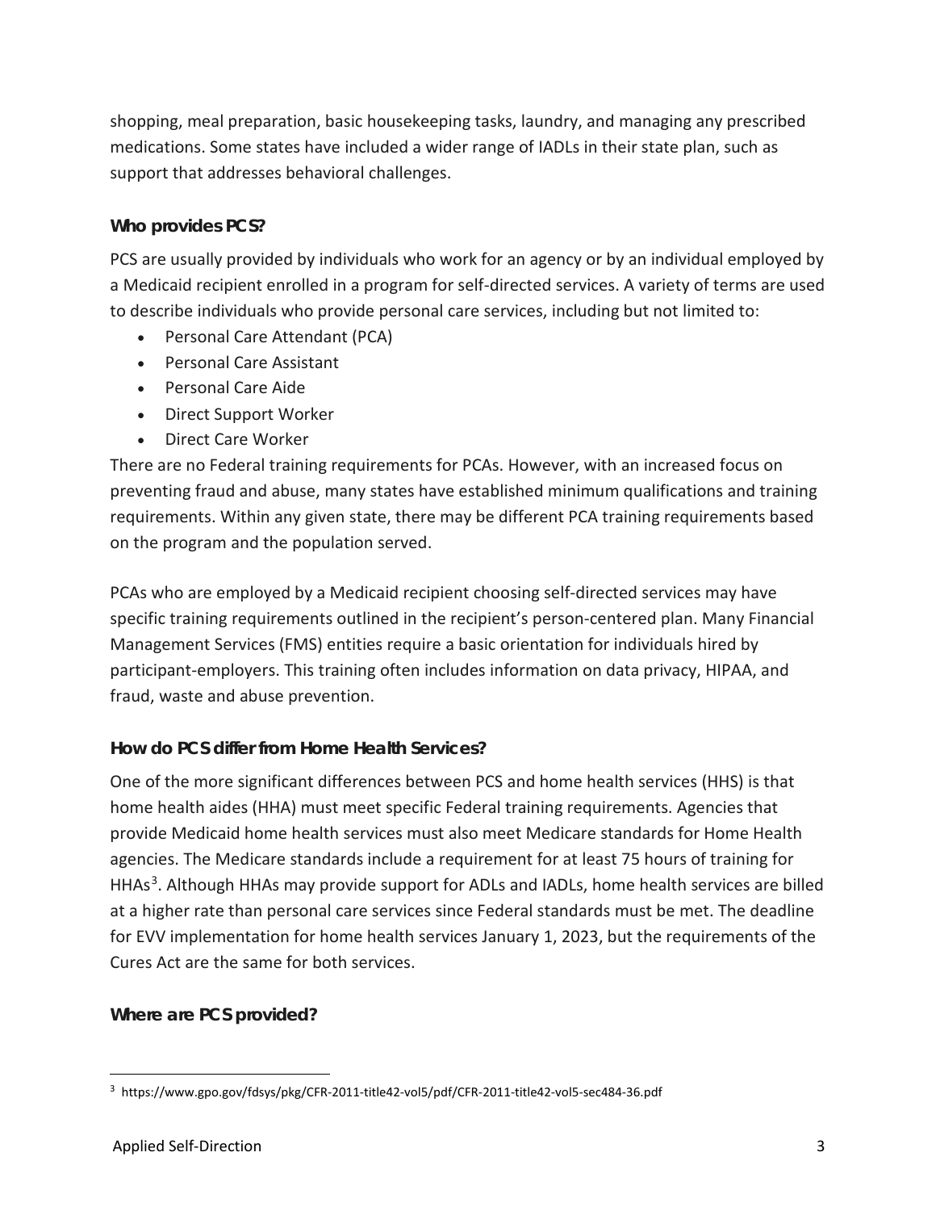shopping, meal preparation, basic housekeeping tasks, laundry, and managing any prescribed medications. Some states have included a wider range of IADLs in their state plan, such as support that addresses behavioral challenges.

### Who provides PCS?

PCS are usually provided by individuals who work for an agency or by an individual employed by a Medicaid recipient enrolled in a program for self-directed services. A variety of terms are used to describe individuals who provide personal care services, including but not limited to:

- Personal Care Attendant (PCA)
- Personal Care Assistant
- Personal Care Aide
- Direct Support Worker
- Direct Care Worker

There are no Federal training requirements for PCAs. However, with an increased focus on preventing fraud and abuse, many states have established minimum qualifications and training requirements. Within any given state, there may be different PCA training requirements based on the program and the population served.

PCAs who are employed by a Medicaid recipient choosing self-directed services may have specific training requirements outlined in the recipient's person-centered plan. Many Financial Management Services (FMS) entities require a basic orientation for individuals hired by participant-employers. This training often includes information on data privacy, HIPAA, and fraud, waste and abuse prevention.

### How do PCS differ from Home Health Services?

One of the more significant differences between PCS and home health services (HHS) is that home health aides (HHA) must meet specific Federal training requirements. Agencies that provide Medicaid home health services must also meet Medicare standards for Home Health agencies. The Medicare standards include a requirement for at least 75 hours of training for HHAs[3]. Although HHAs may provide support for ADLs and IADLs, home health services are billed at a higher rate than personal care services since Federal standards must be met. The deadline for EVV implementation for home health services January 1, 2023, but the requirements of the Cures Act are the same for both services.

### Where are PCS provided?

[3] https://www.gpo.gov/fdsys/pkg/CFR-2011-title42-vol5/pdf/CFR-2011-title42-vol5-sec484-36.pdf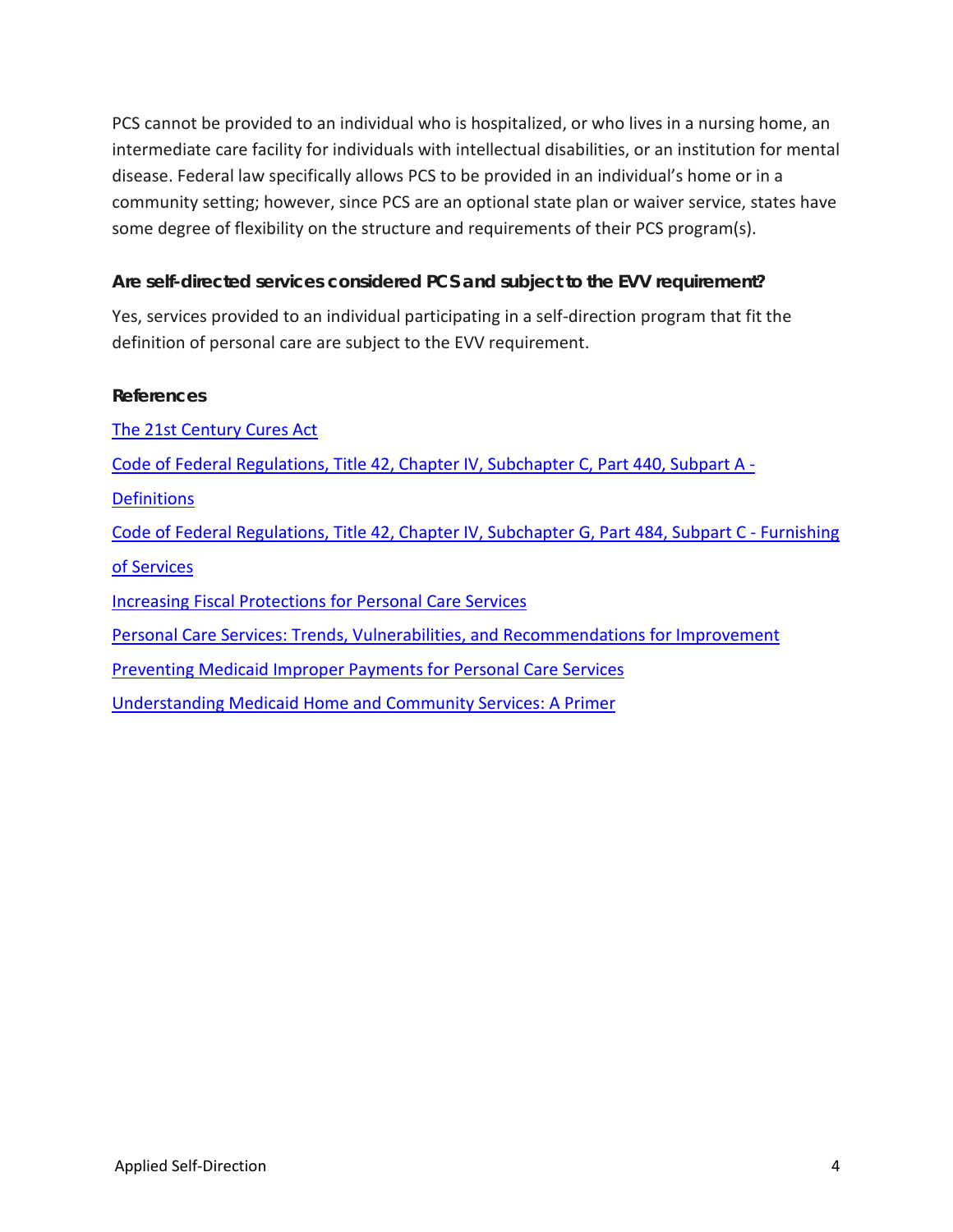PCS cannot be provided to an individual who is hospitalized, or who lives in a nursing home, an intermediate care facility for individuals with intellectual disabilities, or an institution for mental disease. Federal law specifically allows PCS to be provided in an individual's home or in a community setting; however, since PCS are an optional state plan or waiver service, states have some degree of flexibility on the structure and requirements of their PCS program(s).

### Are self-directed services considered PCS and subject to the EVV requirement?

Yes, services provided to an individual participating in a self-direction program that fit the definition of personal care are subject to the EVV requirement.

### References

The 21st Century Cures Act

Code of Federal Regulations, Title 42, Chapter IV, Subchapter C, Part 440, Subpart A - Definitions

Code of Federal Regulations, Title 42, Chapter IV, Subchapter G, Part 484, Subpart C - Furnishing of Services

Increasing Fiscal Protections for Personal Care Services

Personal Care Services: Trends, Vulnerabilities, and Recommendations for Improvement

Preventing Medicaid Improper Payments for Personal Care Services

Understanding Medicaid Home and Community Services: A Primer